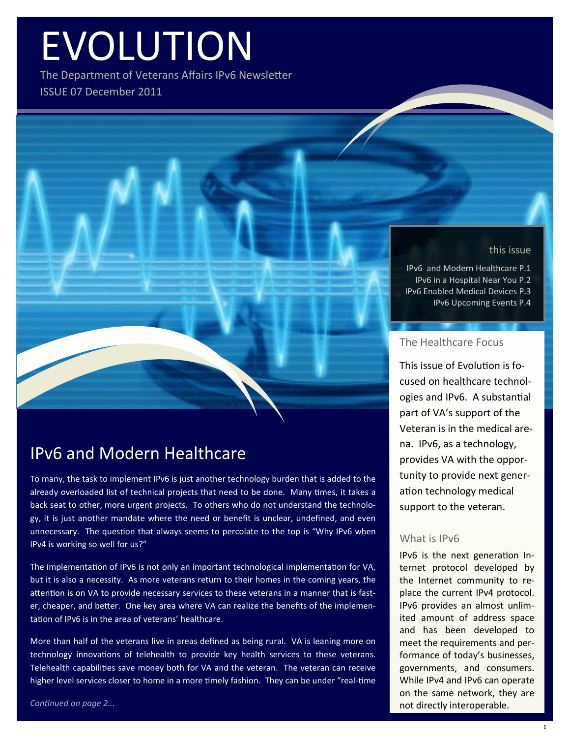# EVOLUTION

The Department of Veterans Affairs IPv6 Newsletter

ISSUE 07 December 2011

**this issue**

IPv6 and Modern Healthcare P.1
IPv6 in a Hospital Near You P.2
IPv6 Enabled Medical Devices P.3
IPv6 Upcoming Events P.4

## IPv6 and Modern Healthcare

To many, the task to implement IPv6 is just another technology burden that is added to the already overloaded list of technical projects that need to be done. Many times, it takes a back seat to other, more urgent projects. To others who do not understand the technology, it is just another mandate where the need or benefit is unclear, undefined, and even unnecessary. The question that always seems to percolate to the top is "Why IPv6 when IPv4 is working so well for us?"

The implementation of IPv6 is not only an important technological implementation for VA, but it is also a necessity. As more veterans return to their homes in the coming years, the attention is on VA to provide necessary services to these veterans in a manner that is faster, cheaper, and better. One key area where VA can realize the benefits of the implementation of IPv6 is in the area of veterans' healthcare.

More than half of the veterans live in areas defined as being rural. VA is leaning more on technology innovations of telehealth to provide key health services to these veterans. Telehealth capabilities save money both for VA and the veteran. The veteran can receive higher level services closer to home in a more timely fashion. They can be under "real-time

*Continued on page 2...*

### The Healthcare Focus

This issue of Evolution is focused on healthcare technologies and IPv6. A substantial part of VA's support of the Veteran is in the medical arena. IPv6, as a technology, provides VA with the opportunity to provide next generation technology medical support to the veteran.

### What is IPv6

IPv6 is the next generation Internet protocol developed by the Internet community to replace the current IPv4 protocol. IPv6 provides an almost unlimited amount of address space and has been developed to meet the requirements and performance of today's businesses, governments, and consumers. While IPv4 and IPv6 can operate on the same network, they are not directly interoperable.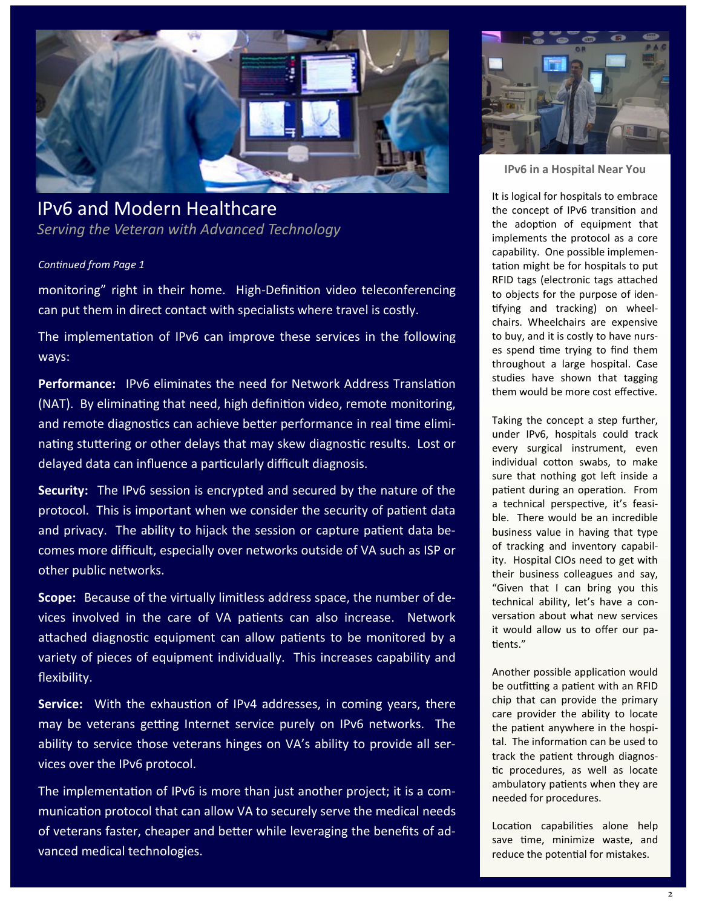# IPv6 and Modern Healthcare

*Serving the Veteran with Advanced Technology*

*Continued from Page 1*

monitoring" right in their home. High-Definition video teleconferencing can put them in direct contact with specialists where travel is costly.

The implementation of IPv6 can improve these services in the following ways:

**Performance:** IPv6 eliminates the need for Network Address Translation (NAT). By eliminating that need, high definition video, remote monitoring, and remote diagnostics can achieve better performance in real time eliminating stuttering or other delays that may skew diagnostic results. Lost or delayed data can influence a particularly difficult diagnosis.

**Security:** The IPv6 session is encrypted and secured by the nature of the protocol. This is important when we consider the security of patient data and privacy. The ability to hijack the session or capture patient data becomes more difficult, especially over networks outside of VA such as ISP or other public networks.

**Scope:** Because of the virtually limitless address space, the number of devices involved in the care of VA patients can also increase. Network attached diagnostic equipment can allow patients to be monitored by a variety of pieces of equipment individually. This increases capability and flexibility.

**Service:** With the exhaustion of IPv4 addresses, in coming years, there may be veterans getting Internet service purely on IPv6 networks. The ability to service those veterans hinges on VA's ability to provide all services over the IPv6 protocol.

The implementation of IPv6 is more than just another project; it is a communication protocol that can allow VA to securely serve the medical needs of veterans faster, cheaper and better while leveraging the benefits of advanced medical technologies.

## IPv6 in a Hospital Near You

It is logical for hospitals to embrace the concept of IPv6 transition and the adoption of equipment that implements the protocol as a core capability. One possible implementation might be for hospitals to put RFID tags (electronic tags attached to objects for the purpose of identifying and tracking) on wheelchairs. Wheelchairs are expensive to buy, and it is costly to have nurses spend time trying to find them throughout a large hospital. Case studies have shown that tagging them would be more cost effective.

Taking the concept a step further, under IPv6, hospitals could track every surgical instrument, even individual cotton swabs, to make sure that nothing got left inside a patient during an operation. From a technical perspective, it's feasible. There would be an incredible business value in having that type of tracking and inventory capability. Hospital CIOs need to get with their business colleagues and say, "Given that I can bring you this technical ability, let's have a conversation about what new services it would allow us to offer our patients."

Another possible application would be outfitting a patient with an RFID chip that can provide the primary care provider the ability to locate the patient anywhere in the hospital. The information can be used to track the patient through diagnostic procedures, as well as locate ambulatory patients when they are needed for procedures.

Location capabilities alone help save time, minimize waste, and reduce the potential for mistakes.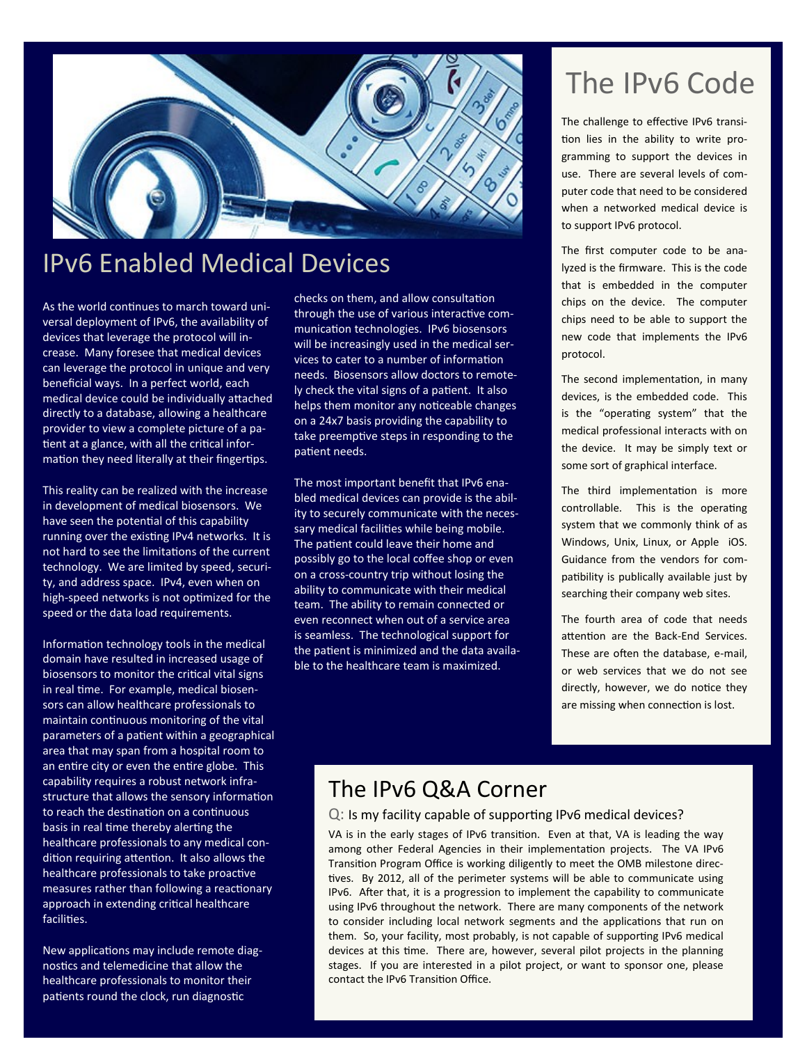# IPv6 Enabled Medical Devices

As the world continues to march toward universal deployment of IPv6, the availability of devices that leverage the protocol will increase. Many foresee that medical devices can leverage the protocol in unique and very beneficial ways. In a perfect world, each medical device could be individually attached directly to a database, allowing a healthcare provider to view a complete picture of a patient at a glance, with all the critical information they need literally at their fingertips.

This reality can be realized with the increase in development of medical biosensors. We have seen the potential of this capability running over the existing IPv4 networks. It is not hard to see the limitations of the current technology. We are limited by speed, security, and address space. IPv4, even when on high-speed networks is not optimized for the speed or the data load requirements.

Information technology tools in the medical domain have resulted in increased usage of biosensors to monitor the critical vital signs in real time. For example, medical biosensors can allow healthcare professionals to maintain continuous monitoring of the vital parameters of a patient within a geographical area that may span from a hospital room to an entire city or even the entire globe. This capability requires a robust network infrastructure that allows the sensory information to reach the destination on a continuous basis in real time thereby alerting the healthcare professionals to any medical condition requiring attention. It also allows the healthcare professionals to take proactive measures rather than following a reactionary approach in extending critical healthcare facilities.

New applications may include remote diagnostics and telemedicine that allow the healthcare professionals to monitor their patients round the clock, run diagnostic checks on them, and allow consultation through the use of various interactive communication technologies. IPv6 biosensors will be increasingly used in the medical services to cater to a number of information needs. Biosensors allow doctors to remotely check the vital signs of a patient. It also helps them monitor any noticeable changes on a 24x7 basis providing the capability to take preemptive steps in responding to the patient needs.

The most important benefit that IPv6 enabled medical devices can provide is the ability to securely communicate with the necessary medical facilities while being mobile. The patient could leave their home and possibly go to the local coffee shop or even on a cross-country trip without losing the ability to communicate with their medical team. The ability to remain connected or even reconnect when out of a service area is seamless. The technological support for the patient is minimized and the data available to the healthcare team is maximized.

# The IPv6 Code

The challenge to effective IPv6 transition lies in the ability to write programming to support the devices in use. There are several levels of computer code that need to be considered when a networked medical device is to support IPv6 protocol.

The first computer code to be analyzed is the firmware. This is the code that is embedded in the computer chips on the device. The computer chips need to be able to support the new code that implements the IPv6 protocol.

The second implementation, in many devices, is the embedded code. This is the "operating system" that the medical professional interacts with on the device. It may be simply text or some sort of graphical interface.

The third implementation is more controllable. This is the operating system that we commonly think of as Windows, Unix, Linux, or Apple iOS. Guidance from the vendors for compatibility is publically available just by searching their company web sites.

The fourth area of code that needs attention are the Back-End Services. These are often the database, e-mail, or web services that we do not see directly, however, we do notice they are missing when connection is lost.

# The IPv6 Q&A Corner

Q: Is my facility capable of supporting IPv6 medical devices?

VA is in the early stages of IPv6 transition. Even at that, VA is leading the way among other Federal Agencies in their implementation projects. The VA IPv6 Transition Program Office is working diligently to meet the OMB milestone directives. By 2012, all of the perimeter systems will be able to communicate using IPv6. After that, it is a progression to implement the capability to communicate using IPv6 throughout the network. There are many components of the network to consider including local network segments and the applications that run on them. So, your facility, most probably, is not capable of supporting IPv6 medical devices at this time. There are, however, several pilot projects in the planning stages. If you are interested in a pilot project, or want to sponsor one, please contact the IPv6 Transition Office.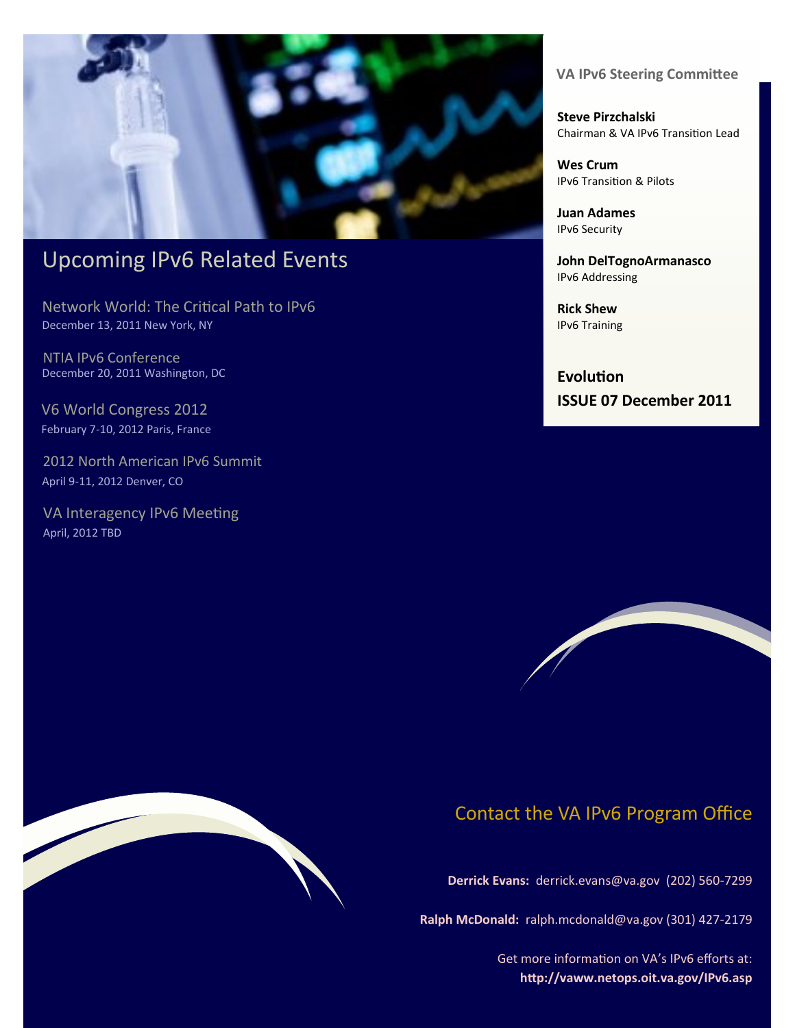## Upcoming IPv6 Related Events

Network World: The Critical Path to IPv6
December 13, 2011 New York, NY

NTIA IPv6 Conference
December 20, 2011 Washington, DC

V6 World Congress 2012
February 7-10, 2012 Paris, France

2012 North American IPv6 Summit
April 9-11, 2012 Denver, CO

VA Interagency IPv6 Meeting
April, 2012 TBD

### VA IPv6 Steering Committee

**Steve Pirzchalski**
Chairman & VA IPv6 Transition Lead

**Wes Crum**
IPv6 Transition & Pilots

**Juan Adames**
IPv6 Security

**John DelTognoArmanasco**
IPv6 Addressing

**Rick Shew**
IPv6 Training

**Evolution**
**ISSUE 07 December 2011**

## Contact the VA IPv6 Program Office

**Derrick Evans:** derrick.evans@va.gov (202) 560-7299

**Ralph McDonald:** ralph.mcdonald@va.gov (301) 427-2179

Get more information on VA's IPv6 efforts at:
**http://vaww.netops.oit.va.gov/IPv6.asp**